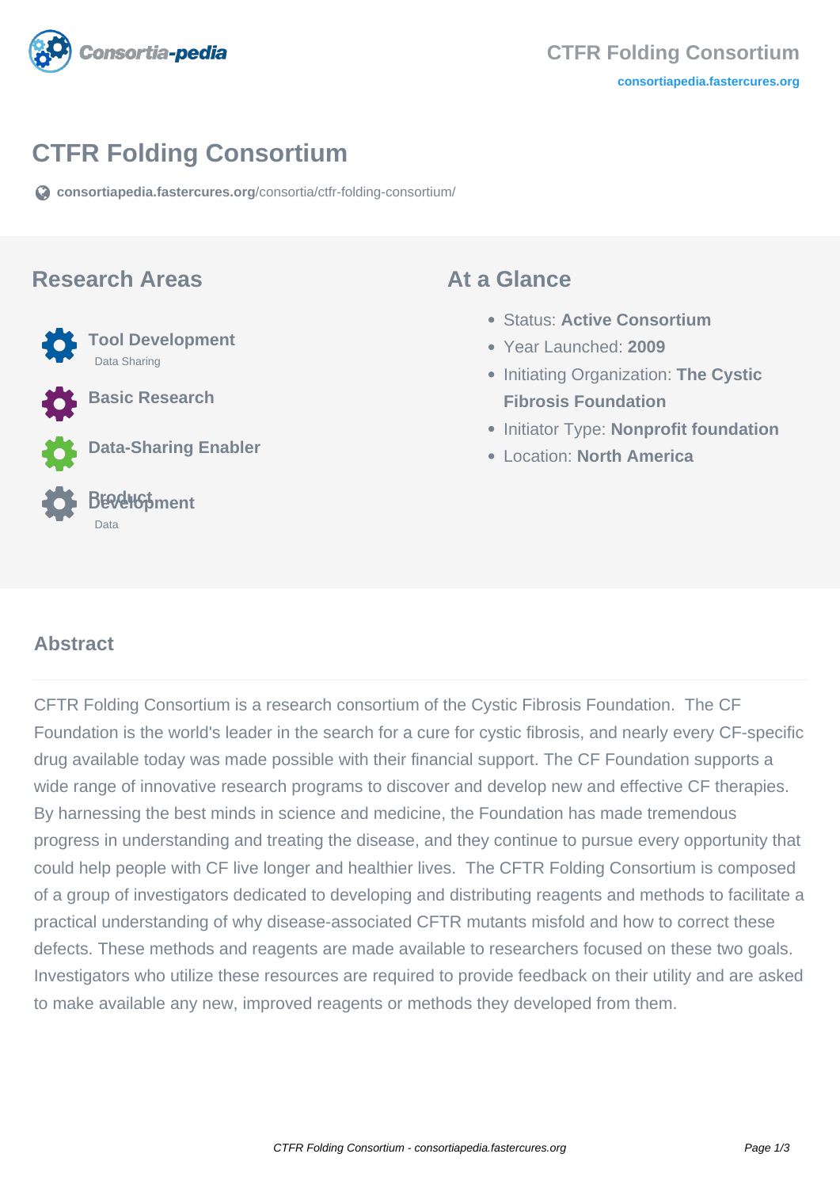# CTFR Folding Consortium

consortiapedia.fastercures.org/consortia/ctfr-folding-consortium/

## Research Areas

**Tool Development**
Data Sharing

**Basic Research**

**Data-Sharing Enabler**

**Product Development**
Data

## At a Glance

- Status: **Active Consortium**
- Year Launched: **2009**
- Initiating Organization: **The Cystic Fibrosis Foundation**
- Initiator Type: **Nonprofit foundation**
- Location: **North America**

## Abstract

CFTR Folding Consortium is a research consortium of the Cystic Fibrosis Foundation. The CF Foundation is the world's leader in the search for a cure for cystic fibrosis, and nearly every CF-specific drug available today was made possible with their financial support. The CF Foundation supports a wide range of innovative research programs to discover and develop new and effective CF therapies. By harnessing the best minds in science and medicine, the Foundation has made tremendous progress in understanding and treating the disease, and they continue to pursue every opportunity that could help people with CF live longer and healthier lives. The CFTR Folding Consortium is composed of a group of investigators dedicated to developing and distributing reagents and methods to facilitate a practical understanding of why disease-associated CFTR mutants misfold and how to correct these defects. These methods and reagents are made available to researchers focused on these two goals. Investigators who utilize these resources are required to provide feedback on their utility and are asked to make available any new, improved reagents or methods they developed from them.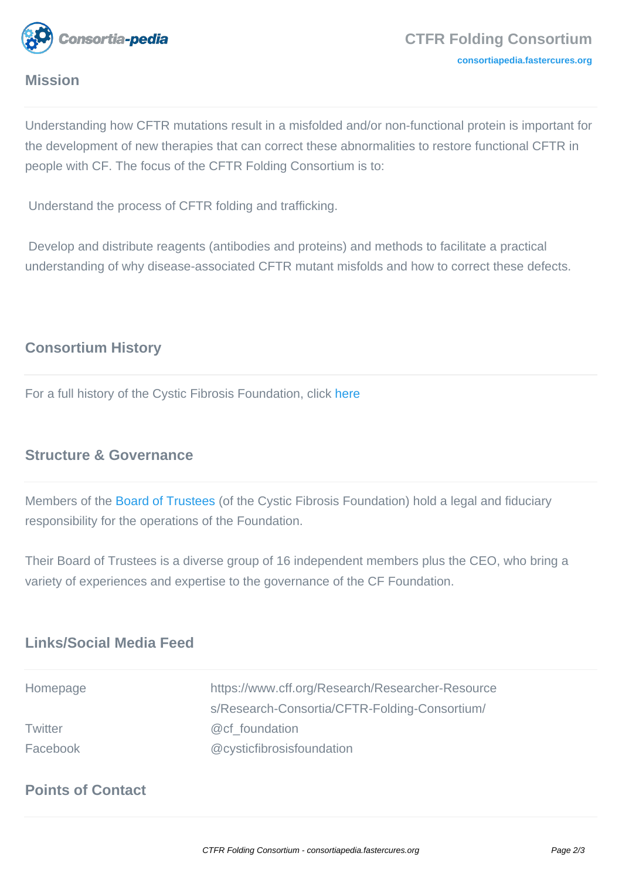## Mission

Understanding how CFTR mutations result in a misfolded and/or non-functional protein is important for the development of new therapies that can correct these abnormalities to restore functional CFTR in people with CF. The focus of the CFTR Folding Consortium is to:

Understand the process of CFTR folding and trafficking.

Develop and distribute reagents (antibodies and proteins) and methods to facilitate a practical understanding of why disease-associated CFTR mutant misfolds and how to correct these defects.

## Consortium History

For a full history of the Cystic Fibrosis Foundation, click here

## Structure & Governance

Members of the Board of Trustees (of the Cystic Fibrosis Foundation) hold a legal and fiduciary responsibility for the operations of the Foundation.

Their Board of Trustees is a diverse group of 16 independent members plus the CEO, who bring a variety of experiences and expertise to the governance of the CF Foundation.

## Links/Social Media Feed

| | |
|---|---|
| Homepage | https://www.cff.org/Research/Researcher-Resources/Research-Consortia/CFTR-Folding-Consortium/ |
| Twitter | @cf_foundation |
| Facebook | @cysticfibrosisfoundation |

## Points of Contact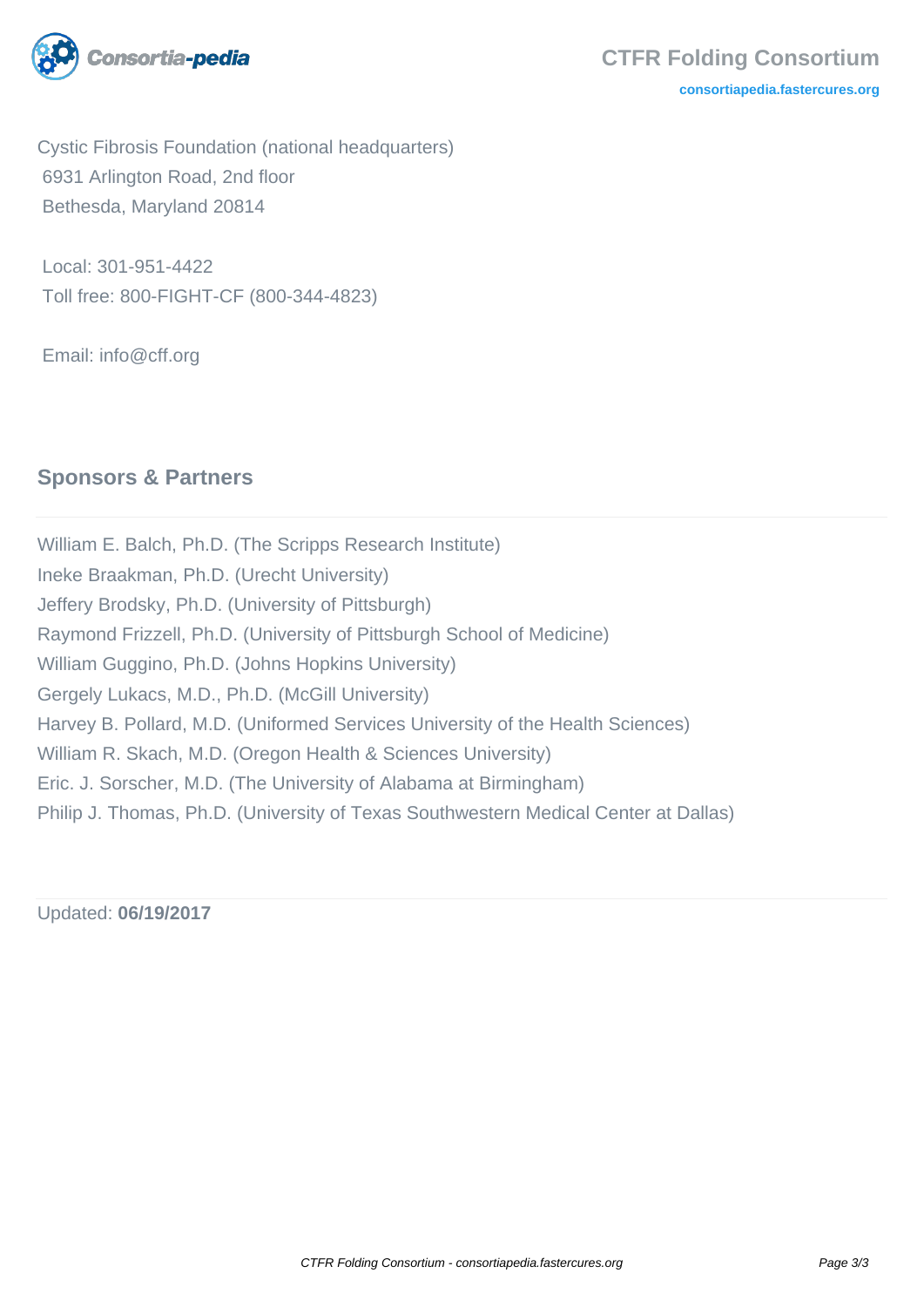Cystic Fibrosis Foundation (national headquarters)
6931 Arlington Road, 2nd floor
Bethesda, Maryland 20814

Local: 301-951-4422
Toll free: 800-FIGHT-CF (800-344-4823)

Email: info@cff.org

## Sponsors & Partners

William E. Balch, Ph.D. (The Scripps Research Institute)
Ineke Braakman, Ph.D. (Urecht University)
Jeffery Brodsky, Ph.D. (University of Pittsburgh)
Raymond Frizzell, Ph.D. (University of Pittsburgh School of Medicine)
William Guggino, Ph.D. (Johns Hopkins University)
Gergely Lukacs, M.D., Ph.D. (McGill University)
Harvey B. Pollard, M.D. (Uniformed Services University of the Health Sciences)
William R. Skach, M.D. (Oregon Health & Sciences University)
Eric. J. Sorscher, M.D. (The University of Alabama at Birmingham)
Philip J. Thomas, Ph.D. (University of Texas Southwestern Medical Center at Dallas)

Updated: **06/19/2017**